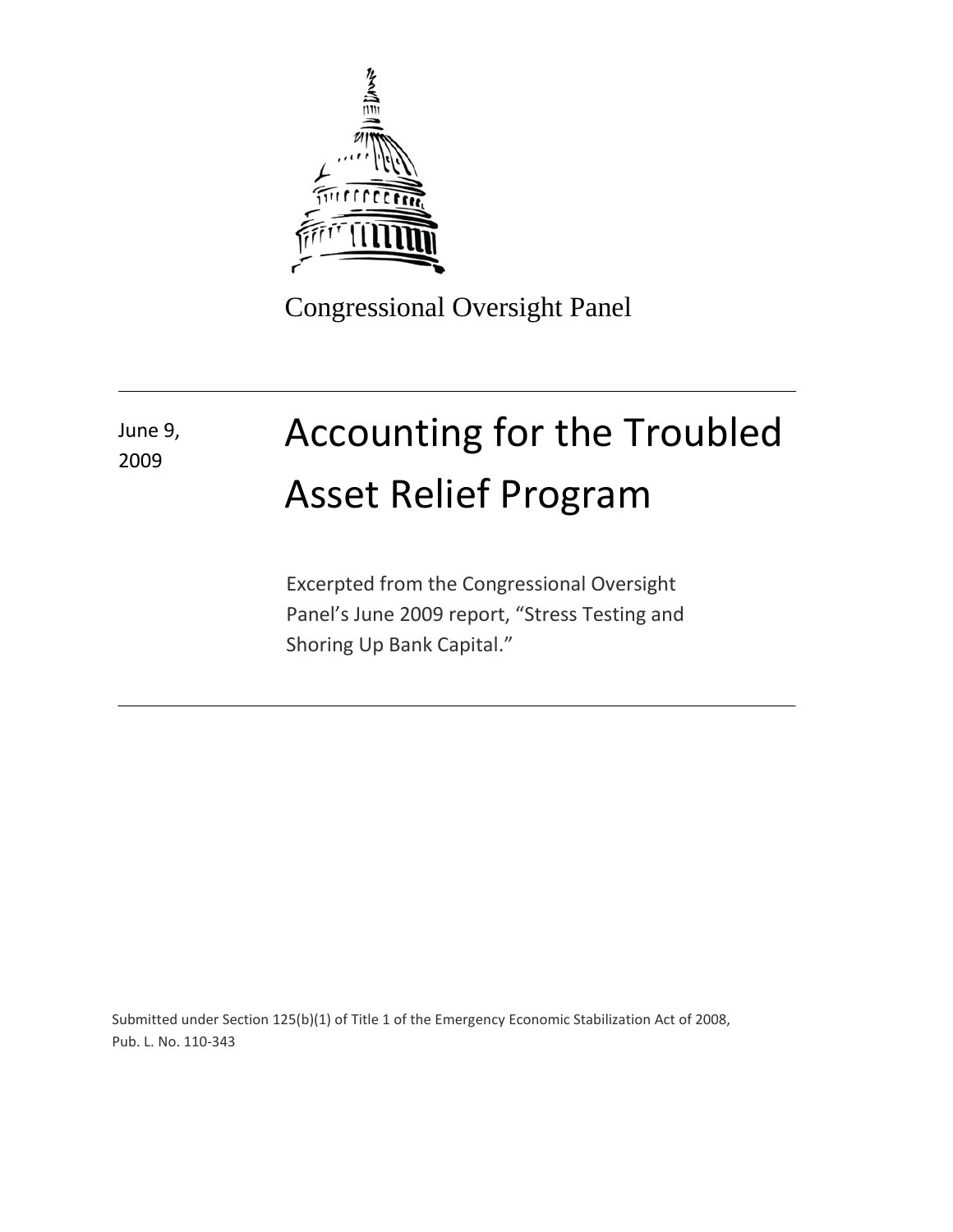Congressional Oversight Panel

June 9, 2009

# Accounting for the Troubled Asset Relief Program

Excerpted from the Congressional Oversight Panel's June 2009 report, "Stress Testing and Shoring Up Bank Capital."

Submitted under Section 125(b)(1) of Title 1 of the Emergency Economic Stabilization Act of 2008, Pub. L. No. 110-343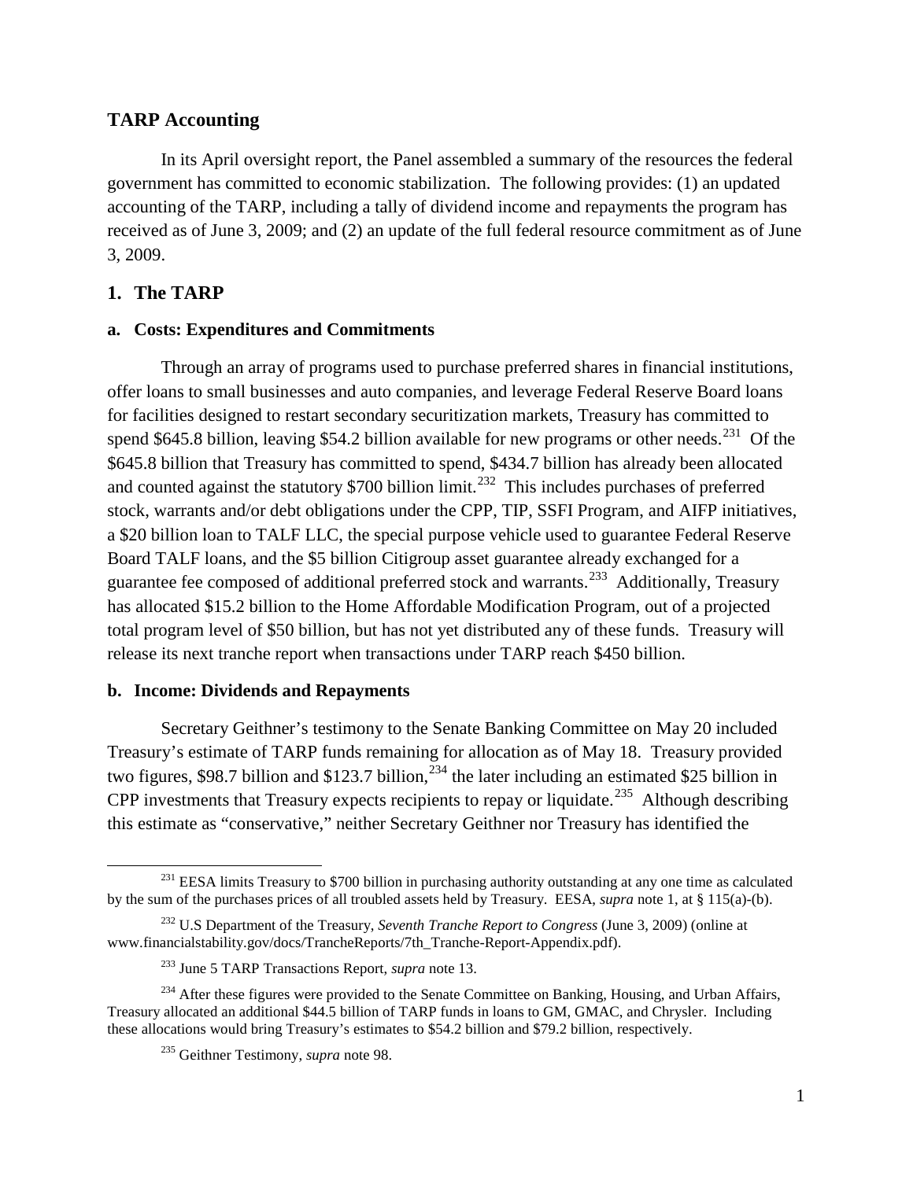## TARP Accounting

In its April oversight report, the Panel assembled a summary of the resources the federal government has committed to economic stabilization. The following provides: (1) an updated accounting of the TARP, including a tally of dividend income and repayments the program has received as of June 3, 2009; and (2) an update of the full federal resource commitment as of June 3, 2009.

### 1. The TARP

#### a. Costs: Expenditures and Commitments

Through an array of programs used to purchase preferred shares in financial institutions, offer loans to small businesses and auto companies, and leverage Federal Reserve Board loans for facilities designed to restart secondary securitization markets, Treasury has committed to spend $645.8 billion, leaving $54.2 billion available for new programs or other needs.[231] Of the $645.8 billion that Treasury has committed to spend, $434.7 billion has already been allocated and counted against the statutory $700 billion limit.[232] This includes purchases of preferred stock, warrants and/or debt obligations under the CPP, TIP, SSFI Program, and AIFP initiatives, a $20 billion loan to TALF LLC, the special purpose vehicle used to guarantee Federal Reserve Board TALF loans, and the $5 billion Citigroup asset guarantee already exchanged for a guarantee fee composed of additional preferred stock and warrants.[233] Additionally, Treasury has allocated $15.2 billion to the Home Affordable Modification Program, out of a projected total program level of $50 billion, but has not yet distributed any of these funds. Treasury will release its next tranche report when transactions under TARP reach $450 billion.

#### b. Income: Dividends and Repayments

Secretary Geithner's testimony to the Senate Banking Committee on May 20 included Treasury's estimate of TARP funds remaining for allocation as of May 18. Treasury provided two figures, $98.7 billion and $123.7 billion,[234] the later including an estimated $25 billion in CPP investments that Treasury expects recipients to repay or liquidate.[235] Although describing this estimate as "conservative," neither Secretary Geithner nor Treasury has identified the

---

[231] EESA limits Treasury to $700 billion in purchasing authority outstanding at any one time as calculated by the sum of the purchases prices of all troubled assets held by Treasury. EESA, *supra* note 1, at § 115(a)-(b).

[232] U.S Department of the Treasury, *Seventh Tranche Report to Congress* (June 3, 2009) (online at www.financialstability.gov/docs/TrancheReports/7th_Tranche-Report-Appendix.pdf).

[233] June 5 TARP Transactions Report, *supra* note 13.

[234] After these figures were provided to the Senate Committee on Banking, Housing, and Urban Affairs, Treasury allocated an additional $44.5 billion of TARP funds in loans to GM, GMAC, and Chrysler. Including these allocations would bring Treasury's estimates to $54.2 billion and $79.2 billion, respectively.

[235] Geithner Testimony, *supra* note 98.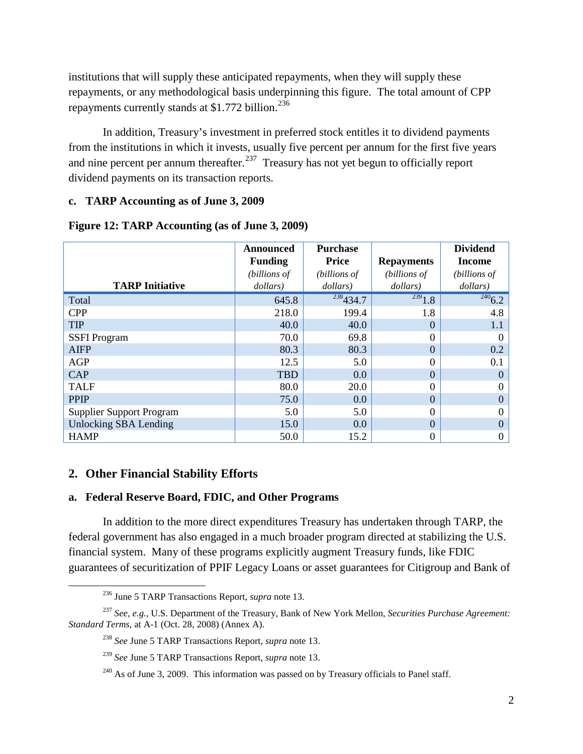institutions that will supply these anticipated repayments, when they will supply these repayments, or any methodological basis underpinning this figure. The total amount of CPP repayments currently stands at $1.772 billion.[236]

In addition, Treasury's investment in preferred stock entitles it to dividend payments from the institutions in which it invests, usually five percent per annum for the first five years and nine percent per annum thereafter.[237] Treasury has not yet begun to officially report dividend payments on its transaction reports.

### c. TARP Accounting as of June 3, 2009

**Figure 12: TARP Accounting (as of June 3, 2009)**

| TARP Initiative | Announced Funding *(billions of dollars)* | Purchase Price *(billions of dollars)* | Repayments *(billions of dollars)* | Dividend Income *(billions of dollars)* |
|---|---|---|---|---|
| Total | 645.8 | [238] 434.7 | [239] 1.8 | [240] 6.2 |
| CPP | 218.0 | 199.4 | 1.8 | 4.8 |
| TIP | 40.0 | 40.0 | 0 | 1.1 |
| SSFI Program | 70.0 | 69.8 | 0 | 0 |
| AIFP | 80.3 | 80.3 | 0 | 0.2 |
| AGP | 12.5 | 5.0 | 0 | 0.1 |
| CAP | TBD | 0.0 | 0 | 0 |
| TALF | 80.0 | 20.0 | 0 | 0 |
| PPIP | 75.0 | 0.0 | 0 | 0 |
| Supplier Support Program | 5.0 | 5.0 | 0 | 0 |
| Unlocking SBA Lending | 15.0 | 0.0 | 0 | 0 |
| HAMP | 50.0 | 15.2 | 0 | 0 |

## 2. Other Financial Stability Efforts

### a. Federal Reserve Board, FDIC, and Other Programs

In addition to the more direct expenditures Treasury has undertaken through TARP, the federal government has also engaged in a much broader program directed at stabilizing the U.S. financial system. Many of these programs explicitly augment Treasury funds, like FDIC guarantees of securitization of PPIF Legacy Loans or asset guarantees for Citigroup and Bank of

---

[236] June 5 TARP Transactions Report, *supra* note 13.

[237] *See, e.g.*, U.S. Department of the Treasury, Bank of New York Mellon, *Securities Purchase Agreement: Standard Terms*, at A-1 (Oct. 28, 2008) (Annex A).

[238] *See* June 5 TARP Transactions Report, *supra* note 13.

[239] *See* June 5 TARP Transactions Report, *supra* note 13.

[240] As of June 3, 2009. This information was passed on by Treasury officials to Panel staff.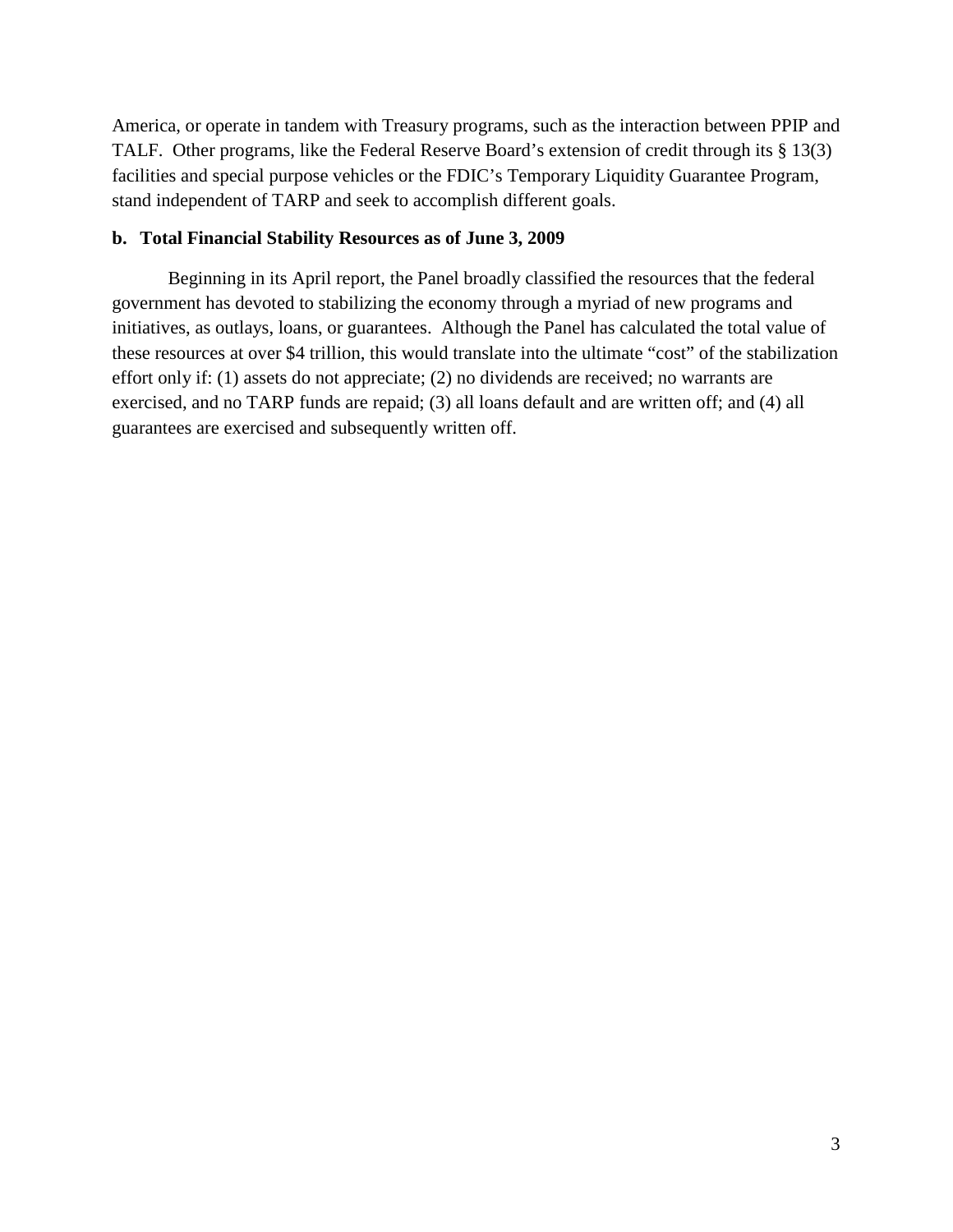America, or operate in tandem with Treasury programs, such as the interaction between PPIP and TALF. Other programs, like the Federal Reserve Board's extension of credit through its § 13(3) facilities and special purpose vehicles or the FDIC's Temporary Liquidity Guarantee Program, stand independent of TARP and seek to accomplish different goals.

### b. Total Financial Stability Resources as of June 3, 2009

Beginning in its April report, the Panel broadly classified the resources that the federal government has devoted to stabilizing the economy through a myriad of new programs and initiatives, as outlays, loans, or guarantees. Although the Panel has calculated the total value of these resources at over $4 trillion, this would translate into the ultimate "cost" of the stabilization effort only if: (1) assets do not appreciate; (2) no dividends are received; no warrants are exercised, and no TARP funds are repaid; (3) all loans default and are written off; and (4) all guarantees are exercised and subsequently written off.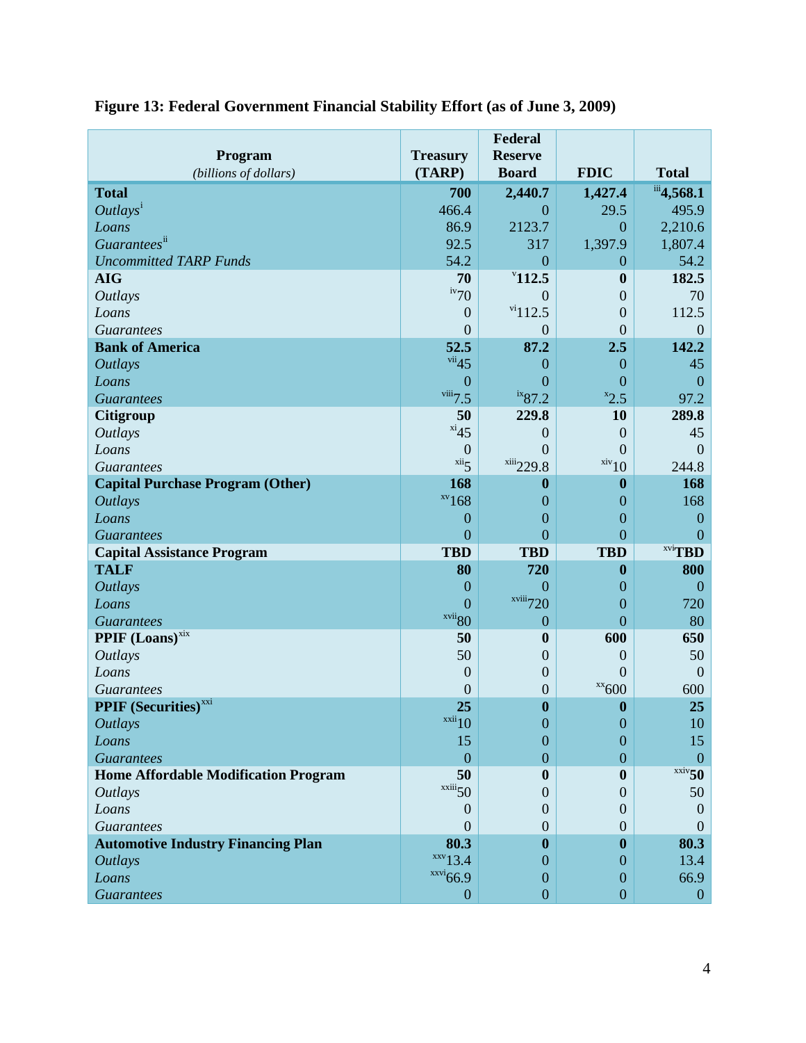**Figure 13: Federal Government Financial Stability Effort (as of June 3, 2009)**

| Program *(billions of dollars)* | Treasury (TARP) | Federal Reserve Board | FDIC | Total |
|---|---|---|---|---|
| **Total** | **700** | **2,440.7** | **1,427.4** | [iii]**4,568.1** |
| *Outlays*[i] | 466.4 | 0 | 29.5 | 495.9 |
| *Loans* | 86.9 | 2123.7 | 0 | 2,210.6 |
| *Guarantees*[ii] | 92.5 | 317 | 1,397.9 | 1,807.4 |
| *Uncommitted TARP Funds* | 54.2 | 0 | 0 | 54.2 |
| **AIG** | **70** | [v]**112.5** | **0** | **182.5** |
| *Outlays* | [iv]70 | 0 | 0 | 70 |
| *Loans* | 0 | [vi]112.5 | 0 | 112.5 |
| *Guarantees* | 0 | 0 | 0 | 0 |
| **Bank of America** | **52.5** | **87.2** | **2.5** | **142.2** |
| *Outlays* | [vii]45 | 0 | 0 | 45 |
| *Loans* | 0 | 0 | 0 | 0 |
| *Guarantees* | [viii]7.5 | [ix]87.2 | [x]2.5 | 97.2 |
| **Citigroup** | **50** | **229.8** | **10** | **289.8** |
| *Outlays* | [xi]45 | 0 | 0 | 45 |
| *Loans* | 0 | 0 | 0 | 0 |
| *Guarantees* | [xii]5 | [xiii]229.8 | [xiv]10 | 244.8 |
| **Capital Purchase Program (Other)** | **168** | **0** | **0** | **168** |
| *Outlays* | [xv]168 | 0 | 0 | 168 |
| *Loans* | 0 | 0 | 0 | 0 |
| *Guarantees* | 0 | 0 | 0 | 0 |
| **Capital Assistance Program** | **TBD** | **TBD** | **TBD** | [xvi]**TBD** |
| **TALF** | **80** | **720** | **0** | **800** |
| *Outlays* | 0 | 0 | 0 | 0 |
| *Loans* | 0 | [xviii]720 | 0 | 720 |
| *Guarantees* | [xvii]80 | 0 | 0 | 80 |
| **PPIF (Loans)**[xix] | **50** | **0** | **600** | **650** |
| *Outlays* | 50 | 0 | 0 | 50 |
| *Loans* | 0 | 0 | 0 | 0 |
| *Guarantees* | 0 | 0 | [xx]600 | 600 |
| **PPIF (Securities)**[xxi] | **25** | **0** | **0** | **25** |
| *Outlays* | [xxii]10 | 0 | 0 | 10 |
| *Loans* | 15 | 0 | 0 | 15 |
| *Guarantees* | 0 | 0 | 0 | 0 |
| **Home Affordable Modification Program** | **50** | **0** | **0** | [xxiv]**50** |
| *Outlays* | [xxiii]50 | 0 | 0 | 50 |
| *Loans* | 0 | 0 | 0 | 0 |
| *Guarantees* | 0 | 0 | 0 | 0 |
| **Automotive Industry Financing Plan** | **80.3** | **0** | **0** | **80.3** |
| *Outlays* | [xxv]13.4 | 0 | 0 | 13.4 |
| *Loans* | [xxvi]66.9 | 0 | 0 | 66.9 |
| *Guarantees* | 0 | 0 | 0 | 0 |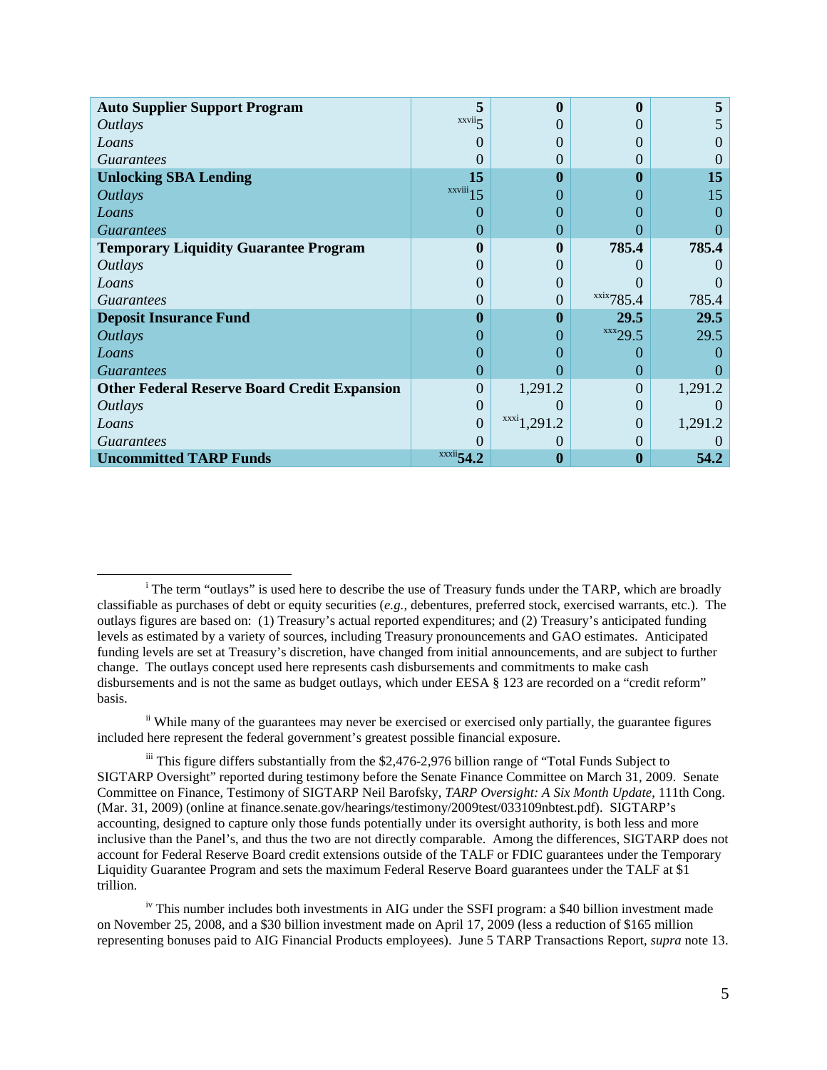| **Auto Supplier Support Program** | **5** | **0** | **0** | **5** |
|---|---|---|---|---|
| *Outlays* | [xxvii] 5 | 0 | 0 | 5 |
| *Loans* | 0 | 0 | 0 | 0 |
| *Guarantees* | 0 | 0 | 0 | 0 |
| **Unlocking SBA Lending** | **15** | **0** | **0** | **15** |
| *Outlays* | [xxviii] 15 | 0 | 0 | 15 |
| *Loans* | 0 | 0 | 0 | 0 |
| *Guarantees* | 0 | 0 | 0 | 0 |
| **Temporary Liquidity Guarantee Program** | **0** | **0** | **785.4** | **785.4** |
| *Outlays* | 0 | 0 | 0 | 0 |
| *Loans* | 0 | 0 | 0 | 0 |
| *Guarantees* | 0 | 0 | [xxix] 785.4 | 785.4 |
| **Deposit Insurance Fund** | **0** | **0** | **29.5** | **29.5** |
| *Outlays* | 0 | 0 | [xxx] 29.5 | 29.5 |
| *Loans* | 0 | 0 | 0 | 0 |
| *Guarantees* | 0 | 0 | 0 | 0 |
| **Other Federal Reserve Board Credit Expansion** | 0 | 1,291.2 | 0 | 1,291.2 |
| *Outlays* | 0 | 0 | 0 | 0 |
| *Loans* | 0 | [xxxi] 1,291.2 | 0 | 1,291.2 |
| *Guarantees* | 0 | 0 | 0 | 0 |
| **Uncommitted TARP Funds** | [xxxii] **54.2** | **0** | **0** | **54.2** |

[i] The term "outlays" is used here to describe the use of Treasury funds under the TARP, which are broadly classifiable as purchases of debt or equity securities (*e.g.*, debentures, preferred stock, exercised warrants, etc.). The outlays figures are based on: (1) Treasury's actual reported expenditures; and (2) Treasury's anticipated funding levels as estimated by a variety of sources, including Treasury pronouncements and GAO estimates. Anticipated funding levels are set at Treasury's discretion, have changed from initial announcements, and are subject to further change. The outlays concept used here represents cash disbursements and commitments to make cash disbursements and is not the same as budget outlays, which under EESA § 123 are recorded on a "credit reform" basis.

[ii] While many of the guarantees may never be exercised or exercised only partially, the guarantee figures included here represent the federal government's greatest possible financial exposure.

[iii] This figure differs substantially from the $2,476-2,976 billion range of "Total Funds Subject to SIGTARP Oversight" reported during testimony before the Senate Finance Committee on March 31, 2009. Senate Committee on Finance, Testimony of SIGTARP Neil Barofsky, *TARP Oversight: A Six Month Update*, 111th Cong. (Mar. 31, 2009) (online at finance.senate.gov/hearings/testimony/2009test/033109nbtest.pdf). SIGTARP's accounting, designed to capture only those funds potentially under its oversight authority, is both less and more inclusive than the Panel's, and thus the two are not directly comparable. Among the differences, SIGTARP does not account for Federal Reserve Board credit extensions outside of the TALF or FDIC guarantees under the Temporary Liquidity Guarantee Program and sets the maximum Federal Reserve Board guarantees under the TALF at $1 trillion.

[iv] This number includes both investments in AIG under the SSFI program: a $40 billion investment made on November 25, 2008, and a $30 billion investment made on April 17, 2009 (less a reduction of $165 million representing bonuses paid to AIG Financial Products employees). June 5 TARP Transactions Report, *supra* note 13.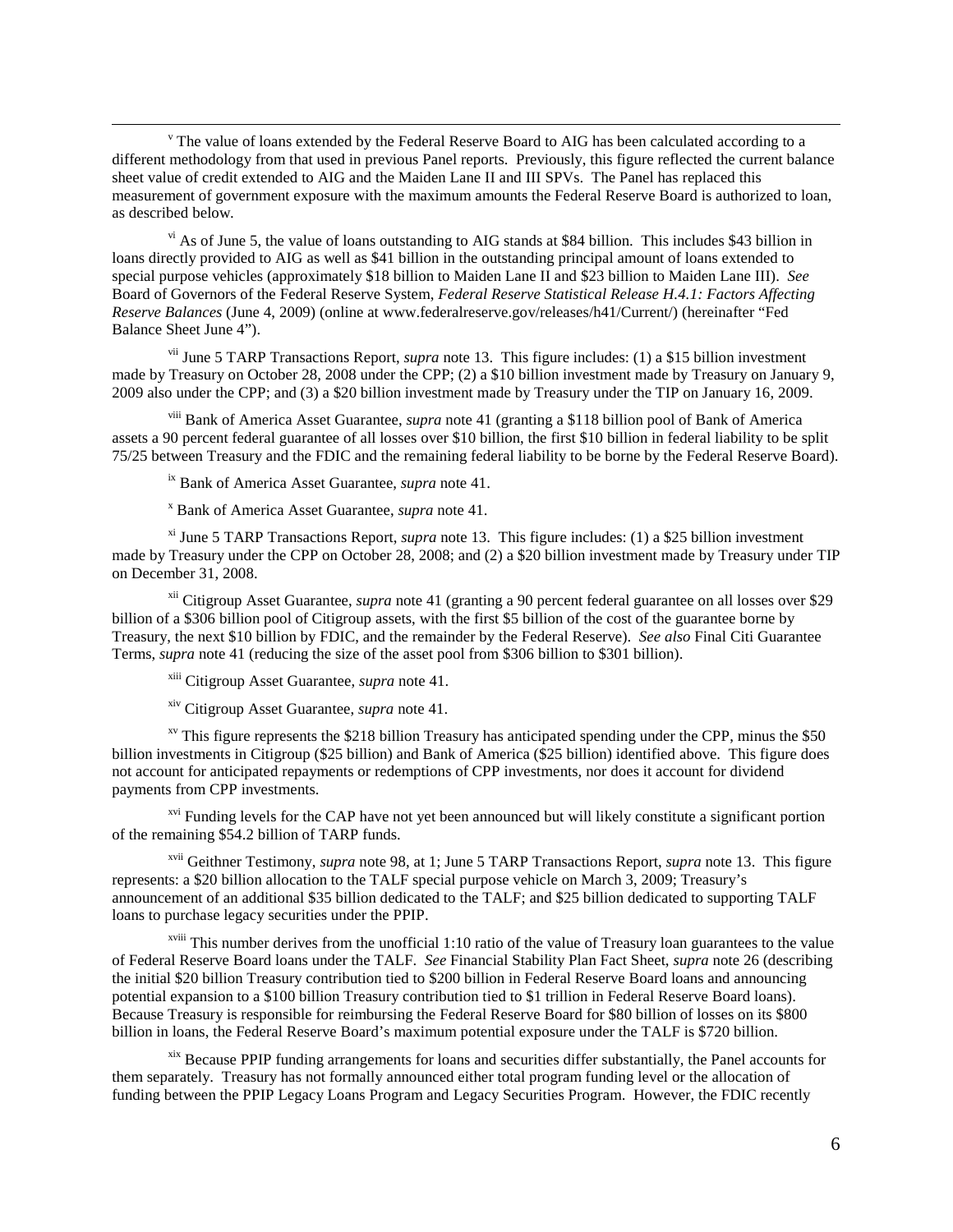[v] The value of loans extended by the Federal Reserve Board to AIG has been calculated according to a different methodology from that used in previous Panel reports. Previously, this figure reflected the current balance sheet value of credit extended to AIG and the Maiden Lane II and III SPVs. The Panel has replaced this measurement of government exposure with the maximum amounts the Federal Reserve Board is authorized to loan, as described below.

[vi] As of June 5, the value of loans outstanding to AIG stands at $84 billion. This includes $43 billion in loans directly provided to AIG as well as $41 billion in the outstanding principal amount of loans extended to special purpose vehicles (approximately $18 billion to Maiden Lane II and $23 billion to Maiden Lane III). *See* Board of Governors of the Federal Reserve System, *Federal Reserve Statistical Release H.4.1: Factors Affecting Reserve Balances* (June 4, 2009) (online at www.federalreserve.gov/releases/h41/Current/) (hereinafter "Fed Balance Sheet June 4").

[vii] June 5 TARP Transactions Report, *supra* note 13. This figure includes: (1) a $15 billion investment made by Treasury on October 28, 2008 under the CPP; (2) a $10 billion investment made by Treasury on January 9, 2009 also under the CPP; and (3) a $20 billion investment made by Treasury under the TIP on January 16, 2009.

[viii] Bank of America Asset Guarantee, *supra* note 41 (granting a $118 billion pool of Bank of America assets a 90 percent federal guarantee of all losses over $10 billion, the first $10 billion in federal liability to be split 75/25 between Treasury and the FDIC and the remaining federal liability to be borne by the Federal Reserve Board).

[ix] Bank of America Asset Guarantee, *supra* note 41.

[x] Bank of America Asset Guarantee, *supra* note 41.

[xi] June 5 TARP Transactions Report, *supra* note 13. This figure includes: (1) a $25 billion investment made by Treasury under the CPP on October 28, 2008; and (2) a $20 billion investment made by Treasury under TIP on December 31, 2008.

[xii] Citigroup Asset Guarantee, *supra* note 41 (granting a 90 percent federal guarantee on all losses over $29 billion of a $306 billion pool of Citigroup assets, with the first $5 billion of the cost of the guarantee borne by Treasury, the next $10 billion by FDIC, and the remainder by the Federal Reserve). *See also* Final Citi Guarantee Terms, *supra* note 41 (reducing the size of the asset pool from $306 billion to $301 billion).

[xiii] Citigroup Asset Guarantee, *supra* note 41.

[xiv] Citigroup Asset Guarantee, *supra* note 41.

[xv] This figure represents the $218 billion Treasury has anticipated spending under the CPP, minus the $50 billion investments in Citigroup ($25 billion) and Bank of America ($25 billion) identified above. This figure does not account for anticipated repayments or redemptions of CPP investments, nor does it account for dividend payments from CPP investments.

[xvi] Funding levels for the CAP have not yet been announced but will likely constitute a significant portion of the remaining $54.2 billion of TARP funds.

[xvii] Geithner Testimony, *supra* note 98, at 1; June 5 TARP Transactions Report, *supra* note 13. This figure represents: a $20 billion allocation to the TALF special purpose vehicle on March 3, 2009; Treasury's announcement of an additional $35 billion dedicated to the TALF; and $25 billion dedicated to supporting TALF loans to purchase legacy securities under the PPIP.

[xviii] This number derives from the unofficial 1:10 ratio of the value of Treasury loan guarantees to the value of Federal Reserve Board loans under the TALF. *See* Financial Stability Plan Fact Sheet, *supra* note 26 (describing the initial $20 billion Treasury contribution tied to $200 billion in Federal Reserve Board loans and announcing potential expansion to a $100 billion Treasury contribution tied to $1 trillion in Federal Reserve Board loans). Because Treasury is responsible for reimbursing the Federal Reserve Board for $80 billion of losses on its $800 billion in loans, the Federal Reserve Board's maximum potential exposure under the TALF is $720 billion.

[xix] Because PPIP funding arrangements for loans and securities differ substantially, the Panel accounts for them separately. Treasury has not formally announced either total program funding level or the allocation of funding between the PPIP Legacy Loans Program and Legacy Securities Program. However, the FDIC recently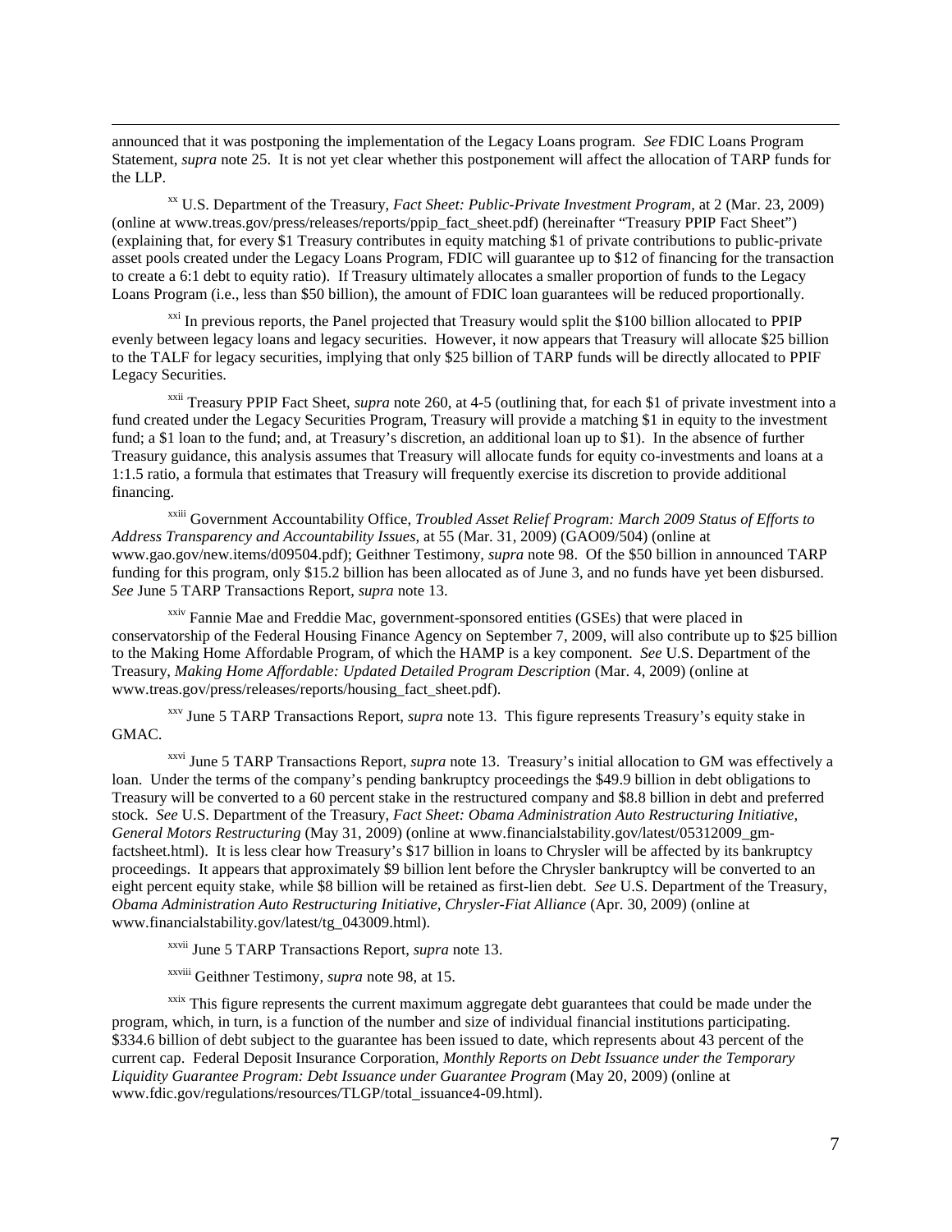announced that it was postponing the implementation of the Legacy Loans program. *See* FDIC Loans Program Statement, *supra* note 25. It is not yet clear whether this postponement will affect the allocation of TARP funds for the LLP.

[xx] U.S. Department of the Treasury, *Fact Sheet: Public-Private Investment Program*, at 2 (Mar. 23, 2009) (online at www.treas.gov/press/releases/reports/ppip_fact_sheet.pdf) (hereinafter "Treasury PPIP Fact Sheet") (explaining that, for every $1 Treasury contributes in equity matching $1 of private contributions to public-private asset pools created under the Legacy Loans Program, FDIC will guarantee up to $12 of financing for the transaction to create a 6:1 debt to equity ratio). If Treasury ultimately allocates a smaller proportion of funds to the Legacy Loans Program (i.e., less than $50 billion), the amount of FDIC loan guarantees will be reduced proportionally.

[xxi] In previous reports, the Panel projected that Treasury would split the $100 billion allocated to PPIP evenly between legacy loans and legacy securities. However, it now appears that Treasury will allocate $25 billion to the TALF for legacy securities, implying that only $25 billion of TARP funds will be directly allocated to PPIF Legacy Securities.

[xxii] Treasury PPIP Fact Sheet, *supra* note 260, at 4-5 (outlining that, for each $1 of private investment into a fund created under the Legacy Securities Program, Treasury will provide a matching $1 in equity to the investment fund; a $1 loan to the fund; and, at Treasury's discretion, an additional loan up to $1). In the absence of further Treasury guidance, this analysis assumes that Treasury will allocate funds for equity co-investments and loans at a 1:1.5 ratio, a formula that estimates that Treasury will frequently exercise its discretion to provide additional financing.

[xxiii] Government Accountability Office, *Troubled Asset Relief Program: March 2009 Status of Efforts to Address Transparency and Accountability Issues*, at 55 (Mar. 31, 2009) (GAO09/504) (online at www.gao.gov/new.items/d09504.pdf); Geithner Testimony, *supra* note 98. Of the $50 billion in announced TARP funding for this program, only $15.2 billion has been allocated as of June 3, and no funds have yet been disbursed. *See* June 5 TARP Transactions Report, *supra* note 13.

[xxiv] Fannie Mae and Freddie Mac, government-sponsored entities (GSEs) that were placed in conservatorship of the Federal Housing Finance Agency on September 7, 2009, will also contribute up to $25 billion to the Making Home Affordable Program, of which the HAMP is a key component. *See* U.S. Department of the Treasury, *Making Home Affordable: Updated Detailed Program Description* (Mar. 4, 2009) (online at www.treas.gov/press/releases/reports/housing_fact_sheet.pdf).

[xxv] June 5 TARP Transactions Report, *supra* note 13. This figure represents Treasury's equity stake in GMAC.

[xxvi] June 5 TARP Transactions Report, *supra* note 13. Treasury's initial allocation to GM was effectively a loan. Under the terms of the company's pending bankruptcy proceedings the $49.9 billion in debt obligations to Treasury will be converted to a 60 percent stake in the restructured company and $8.8 billion in debt and preferred stock. *See* U.S. Department of the Treasury, *Fact Sheet: Obama Administration Auto Restructuring Initiative, General Motors Restructuring* (May 31, 2009) (online at www.financialstability.gov/latest/05312009_gm-factsheet.html). It is less clear how Treasury's $17 billion in loans to Chrysler will be affected by its bankruptcy proceedings. It appears that approximately $9 billion lent before the Chrysler bankruptcy will be converted to an eight percent equity stake, while $8 billion will be retained as first-lien debt. *See* U.S. Department of the Treasury, *Obama Administration Auto Restructuring Initiative, Chrysler-Fiat Alliance* (Apr. 30, 2009) (online at www.financialstability.gov/latest/tg_043009.html).

[xxvii] June 5 TARP Transactions Report, *supra* note 13.

[xxviii] Geithner Testimony, *supra* note 98, at 15.

[xxix] This figure represents the current maximum aggregate debt guarantees that could be made under the program, which, in turn, is a function of the number and size of individual financial institutions participating. $334.6 billion of debt subject to the guarantee has been issued to date, which represents about 43 percent of the current cap. Federal Deposit Insurance Corporation, *Monthly Reports on Debt Issuance under the Temporary Liquidity Guarantee Program: Debt Issuance under Guarantee Program* (May 20, 2009) (online at www.fdic.gov/regulations/resources/TLGP/total_issuance4-09.html).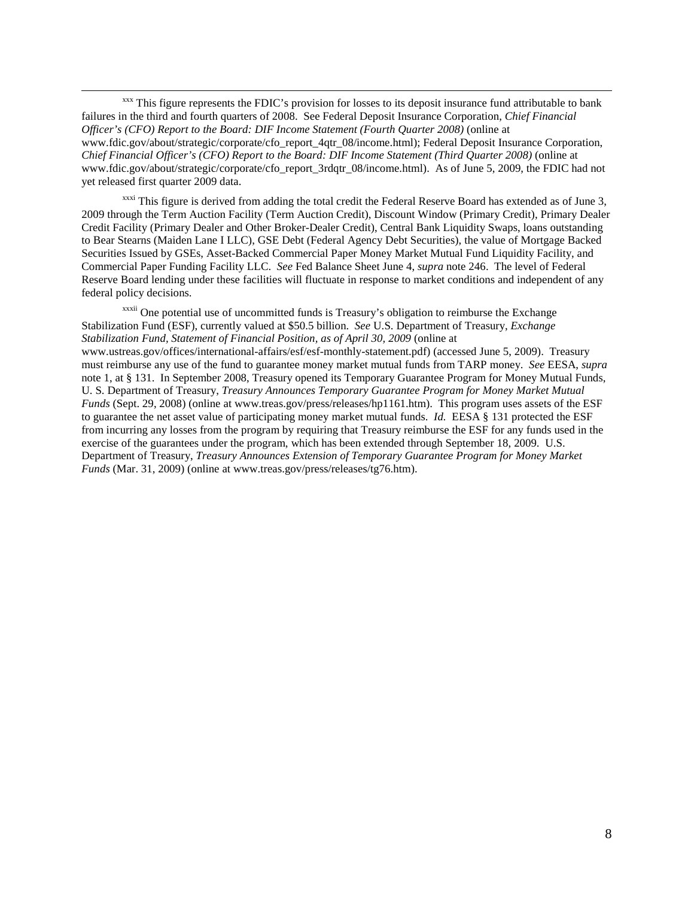[xxx] This figure represents the FDIC's provision for losses to its deposit insurance fund attributable to bank failures in the third and fourth quarters of 2008. See Federal Deposit Insurance Corporation, *Chief Financial Officer's (CFO) Report to the Board: DIF Income Statement (Fourth Quarter 2008)* (online at www.fdic.gov/about/strategic/corporate/cfo_report_4qtr_08/income.html); Federal Deposit Insurance Corporation, *Chief Financial Officer's (CFO) Report to the Board: DIF Income Statement (Third Quarter 2008)* (online at www.fdic.gov/about/strategic/corporate/cfo_report_3rdqtr_08/income.html). As of June 5, 2009, the FDIC had not yet released first quarter 2009 data.

[xxxi] This figure is derived from adding the total credit the Federal Reserve Board has extended as of June 3, 2009 through the Term Auction Facility (Term Auction Credit), Discount Window (Primary Credit), Primary Dealer Credit Facility (Primary Dealer and Other Broker-Dealer Credit), Central Bank Liquidity Swaps, loans outstanding to Bear Stearns (Maiden Lane I LLC), GSE Debt (Federal Agency Debt Securities), the value of Mortgage Backed Securities Issued by GSEs, Asset-Backed Commercial Paper Money Market Mutual Fund Liquidity Facility, and Commercial Paper Funding Facility LLC. *See* Fed Balance Sheet June 4, *supra* note 246. The level of Federal Reserve Board lending under these facilities will fluctuate in response to market conditions and independent of any federal policy decisions.

[xxxii] One potential use of uncommitted funds is Treasury's obligation to reimburse the Exchange Stabilization Fund (ESF), currently valued at $50.5 billion. *See* U.S. Department of Treasury, *Exchange Stabilization Fund, Statement of Financial Position, as of April 30, 2009* (online at www.ustreas.gov/offices/international-affairs/esf/esf-monthly-statement.pdf) (accessed June 5, 2009). Treasury must reimburse any use of the fund to guarantee money market mutual funds from TARP money. *See* EESA, *supra* note 1, at § 131. In September 2008, Treasury opened its Temporary Guarantee Program for Money Mutual Funds, U. S. Department of Treasury, *Treasury Announces Temporary Guarantee Program for Money Market Mutual Funds* (Sept. 29, 2008) (online at www.treas.gov/press/releases/hp1161.htm). This program uses assets of the ESF to guarantee the net asset value of participating money market mutual funds. *Id.* EESA § 131 protected the ESF from incurring any losses from the program by requiring that Treasury reimburse the ESF for any funds used in the exercise of the guarantees under the program, which has been extended through September 18, 2009. U.S. Department of Treasury, *Treasury Announces Extension of Temporary Guarantee Program for Money Market Funds* (Mar. 31, 2009) (online at www.treas.gov/press/releases/tg76.htm).